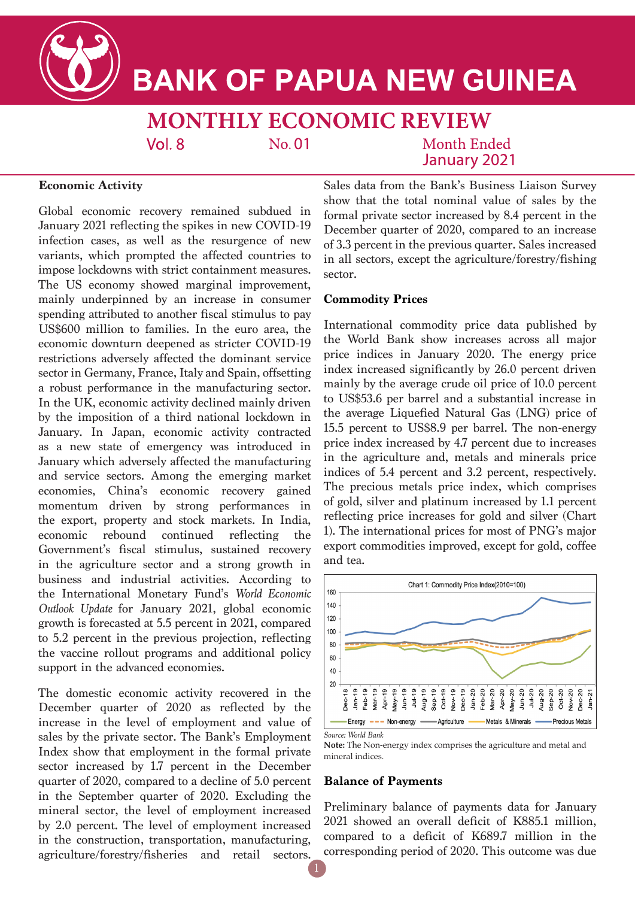# BANK OF PAPUA NEW GUINEA

## MONTHLY ECONOMIC REVIEW

Vol. 8 No. 01 Month Ended January 2021

### Economic Activity

Global economic recovery remained subdued in January 2021 reflecting the spikes in new COVID-19 infection cases, as well as the resurgence of new variants, which prompted the affected countries to impose lockdowns with strict containment measures. The US economy showed marginal improvement, mainly underpinned by an increase in consumer spending attributed to another fiscal stimulus to pay US$600 million to families. In the euro area, the economic downturn deepened as stricter COVID-19 restrictions adversely affected the dominant service sector in Germany, France, Italy and Spain, offsetting a robust performance in the manufacturing sector. In the UK, economic activity declined mainly driven by the imposition of a third national lockdown in January. In Japan, economic activity contracted as a new state of emergency was introduced in January which adversely affected the manufacturing and service sectors. Among the emerging market economies, China's economic recovery gained momentum driven by strong performances in the export, property and stock markets. In India, economic rebound continued reflecting the Government's fiscal stimulus, sustained recovery in the agriculture sector and a strong growth in business and industrial activities. According to the International Monetary Fund's *World Economic Outlook Update* for January 2021, global economic growth is forecasted at 5.5 percent in 2021, compared to 5.2 percent in the previous projection, reflecting the vaccine rollout programs and additional policy support in the advanced economies.

The domestic economic activity recovered in the December quarter of 2020 as reflected by the increase in the level of employment and value of sales by the private sector. The Bank's Employment Index show that employment in the formal private sector increased by 1.7 percent in the December quarter of 2020, compared to a decline of 5.0 percent in the September quarter of 2020. Excluding the mineral sector, the level of employment increased by 2.0 percent. The level of employment increased in the construction, transportation, manufacturing, agriculture/forestry/fisheries and retail sectors. Sales data from the Bank's Business Liaison Survey show that the total nominal value of sales by the formal private sector increased by 8.4 percent in the December quarter of 2020, compared to an increase of 3.3 percent in the previous quarter. Sales increased in all sectors, except the agriculture/forestry/fishing sector.

### Commodity Prices

International commodity price data published by the World Bank show increases across all major price indices in January 2020. The energy price index increased significantly by 26.0 percent driven mainly by the average crude oil price of 10.0 percent to US$53.6 per barrel and a substantial increase in the average Liquefied Natural Gas (LNG) price of 15.5 percent to US$8.9 per barrel. The non-energy price index increased by 4.7 percent due to increases in the agriculture and, metals and minerals price indices of 5.4 percent and 3.2 percent, respectively. The precious metals price index, which comprises of gold, silver and platinum increased by 1.1 percent reflecting price increases for gold and silver (Chart 1). The international prices for most of PNG's major export commodities improved, except for gold, coffee and tea.

Chart 1: Commodity Price Index(2010=100)

*Source: World Bank*

**Note:** The Non-energy index comprises the agriculture and metal and mineral indices.

### Balance of Payments

Preliminary balance of payments data for January 2021 showed an overall deficit of K885.1 million, compared to a deficit of K689.7 million in the corresponding period of 2020. This outcome was due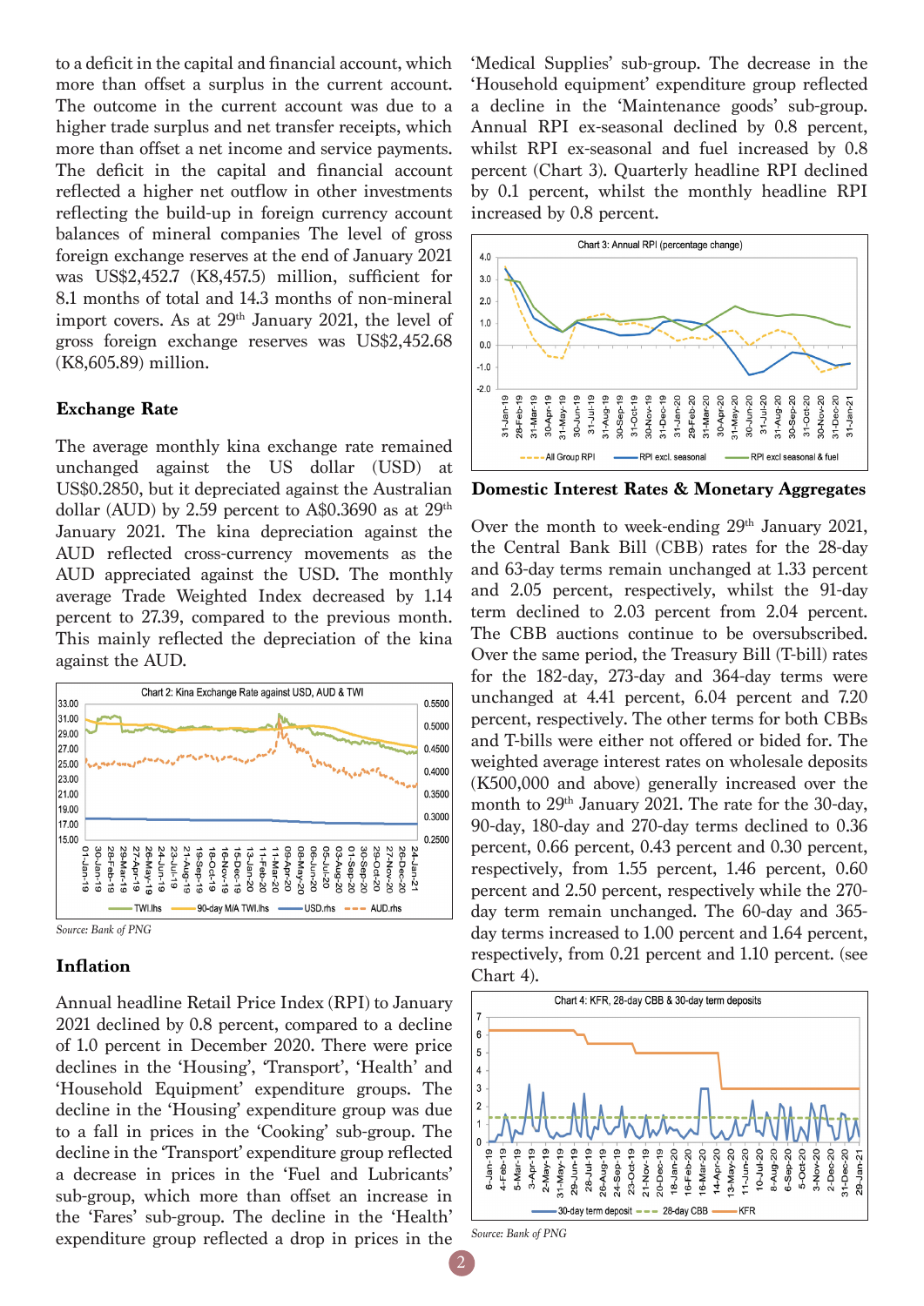to a deficit in the capital and financial account, which more than offset a surplus in the current account. The outcome in the current account was due to a higher trade surplus and net transfer receipts, which more than offset a net income and service payments. The deficit in the capital and financial account reflected a higher net outflow in other investments reflecting the build-up in foreign currency account balances of mineral companies The level of gross foreign exchange reserves at the end of January 2021 was US$2,452.7 (K8,457.5) million, sufficient for 8.1 months of total and 14.3 months of non-mineral import covers. As at 29th January 2021, the level of gross foreign exchange reserves was US$2,452.68 (K8,605.89) million.

**Exchange Rate**

The average monthly kina exchange rate remained unchanged against the US dollar (USD) at US$0.2850, but it depreciated against the Australian dollar (AUD) by 2.59 percent to A$0.3690 as at 29th January 2021. The kina depreciation against the AUD reflected cross-currency movements as the AUD appreciated against the USD. The monthly average Trade Weighted Index decreased by 1.14 percent to 27.39, compared to the previous month. This mainly reflected the depreciation of the kina against the AUD.

Chart 2: Kina Exchange Rate against USD, AUD & TWI

*Source: Bank of PNG*

**Inflation**

Annual headline Retail Price Index (RPI) to January 2021 declined by 0.8 percent, compared to a decline of 1.0 percent in December 2020. There were price declines in the 'Housing', 'Transport', 'Health' and 'Household Equipment' expenditure groups. The decline in the 'Housing' expenditure group was due to a fall in prices in the 'Cooking' sub-group. The decline in the 'Transport' expenditure group reflected a decrease in prices in the 'Fuel and Lubricants' sub-group, which more than offset an increase in the 'Fares' sub-group. The decline in the 'Health' expenditure group reflected a drop in prices in the 'Medical Supplies' sub-group. The decrease in the 'Household equipment' expenditure group reflected a decline in the 'Maintenance goods' sub-group. Annual RPI ex-seasonal declined by 0.8 percent, whilst RPI ex-seasonal and fuel increased by 0.8 percent (Chart 3). Quarterly headline RPI declined by 0.1 percent, whilst the monthly headline RPI increased by 0.8 percent.

Chart 3: Annual RPI (percentage change)

**Domestic Interest Rates & Monetary Aggregates**

Over the month to week-ending 29th January 2021, the Central Bank Bill (CBB) rates for the 28-day and 63-day terms remain unchanged at 1.33 percent and 2.05 percent, respectively, whilst the 91-day term declined to 2.03 percent from 2.04 percent. The CBB auctions continue to be oversubscribed. Over the same period, the Treasury Bill (T-bill) rates for the 182-day, 273-day and 364-day terms were unchanged at 4.41 percent, 6.04 percent and 7.20 percent, respectively. The other terms for both CBBs and T-bills were either not offered or bided for. The weighted average interest rates on wholesale deposits (K500,000 and above) generally increased over the month to 29th January 2021. The rate for the 30-day, 90-day, 180-day and 270-day terms declined to 0.36 percent, 0.66 percent, 0.43 percent and 0.30 percent, respectively, from 1.55 percent, 1.46 percent, 0.60 percent and 2.50 percent, respectively while the 270-day term remain unchanged. The 60-day and 365-day terms increased to 1.00 percent and 1.64 percent, respectively, from 0.21 percent and 1.10 percent. (see Chart 4).

Chart 4: KFR, 28-day CBB & 30-day term deposits

*Source: Bank of PNG*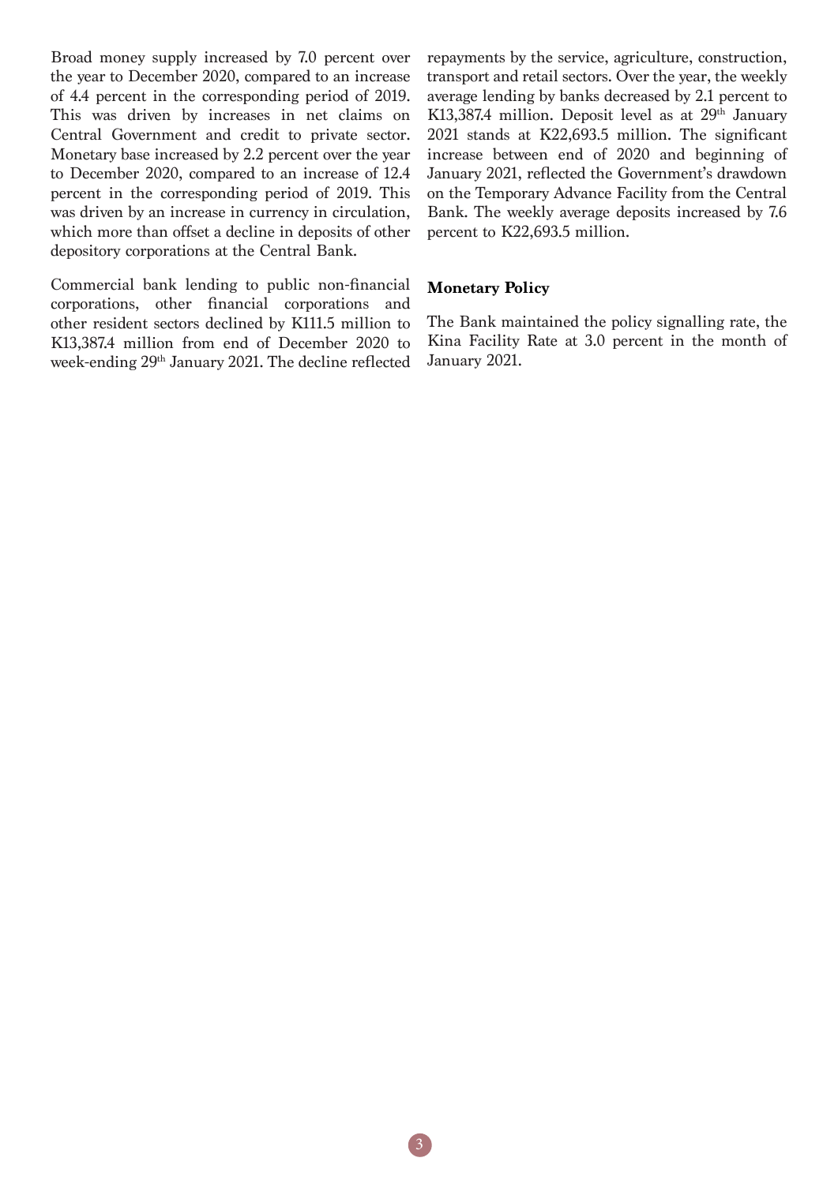Broad money supply increased by 7.0 percent over the year to December 2020, compared to an increase of 4.4 percent in the corresponding period of 2019. This was driven by increases in net claims on Central Government and credit to private sector. Monetary base increased by 2.2 percent over the year to December 2020, compared to an increase of 12.4 percent in the corresponding period of 2019. This was driven by an increase in currency in circulation, which more than offset a decline in deposits of other depository corporations at the Central Bank.

Commercial bank lending to public non-financial corporations, other financial corporations and other resident sectors declined by K111.5 million to K13,387.4 million from end of December 2020 to week-ending 29th January 2021. The decline reflected repayments by the service, agriculture, construction, transport and retail sectors. Over the year, the weekly average lending by banks decreased by 2.1 percent to K13,387.4 million. Deposit level as at 29th January 2021 stands at K22,693.5 million. The significant increase between end of 2020 and beginning of January 2021, reflected the Government's drawdown on the Temporary Advance Facility from the Central Bank. The weekly average deposits increased by 7.6 percent to K22,693.5 million.

**Monetary Policy**

The Bank maintained the policy signalling rate, the Kina Facility Rate at 3.0 percent in the month of January 2021.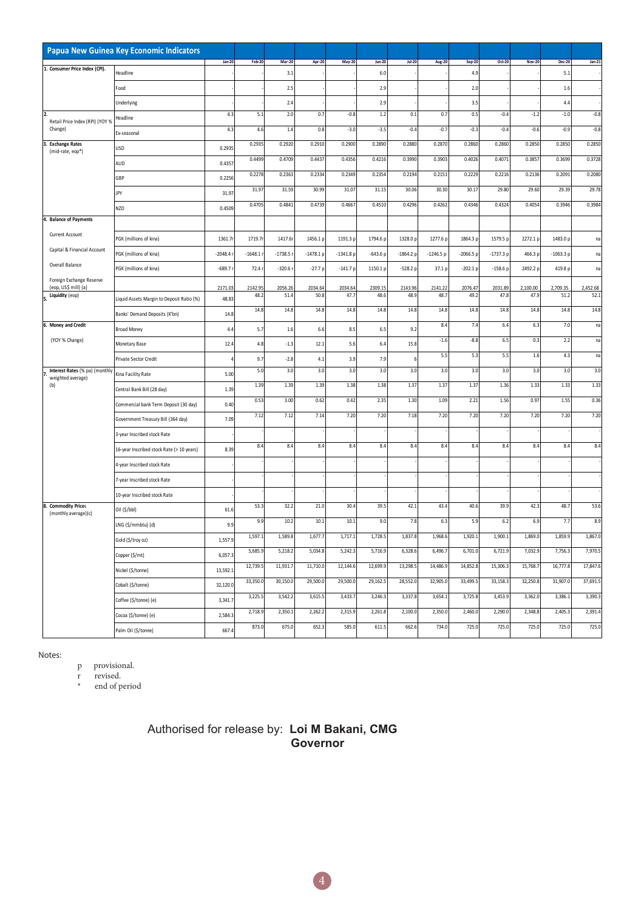## Papua New Guinea Key Economic Indicators

| | | Jan-20 | Feb-20 | Mar-20 | Apr-20 | May-20 | Jun-20 | Jul-20 | Aug-20 | Sep-20 | Oct-20 | Nov-20 | Dec-20 | Jan-21 |
|---|---|---|---|---|---|---|---|---|---|---|---|---|---|---|
| 1. Consumer Price Index (CPI). | Headline | | - | 3.1 | - | - | 6.0 | - | - | 4.9 | - | - | 5.1 | - |
| | Food | | - | 2.5 | - | - | 2.9 | - | - | 2.0 | - | - | 1.6 | - |
| | Underlying | | - | 2.4 | - | - | 2.9 | - | - | 3.5 | - | - | 4.4 | - |
| 2. Retail Price Index (RPI) (YOY % Change) | Headline | 4.3 | 5.1 | 2.0 | 0.7 | -0.8 | 1.2 | 0.1 | 0.7 | 0.5 | -0.4 | -1.2 | -1.0 | -0.8 |
| | Ex-seasonal | 4.3 | 4.6 | 1.4 | 0.8 | -3.0 | -3.5 | -0.4 | -0.7 | -0.3 | -0.4 | -0.6 | -0.9 | -0.8 |
| 3. Exchange Rates (mid-rate, eop*) | USD | 0.2935 | 0.2935 | 0.2920 | 0.2910 | 0.2900 | 0.2890 | 0.2880 | 0.2870 | 0.2860 | 0.2860 | 0.2850 | 0.2850 | 0.2850 |
| | AUD | 0.4357 | 0.4499 | 0.4709 | 0.4437 | 0.4356 | 0.4216 | 0.3990 | 0.3903 | 0.4026 | 0.4071 | 0.3857 | 0.3699 | 0.3728 |
| | GBP | 0.2256 | 0.2278 | 0.2363 | 0.2334 | 0.2349 | 0.2354 | 0.2194 | 0.2151 | 0.2229 | 0.2216 | 0.2136 | 0.2091 | 0.2080 |
| | JPY | 31.97 | 31.97 | 31.59 | 30.99 | 31.07 | 31.15 | 30.06 | 30.30 | 30.17 | 29.80 | 29.60 | 29.39 | 29.78 |
| | NZD | 0.4509 | 0.4705 | 0.4841 | 0.4739 | 0.4667 | 0.4510 | 0.4296 | 0.4262 | 0.4346 | 0.4324 | 0.4054 | 0.3946 | 0.3984 |
| 4. Balance of Payments | | | | | | | | | | | | | | |
| Current Account | PGK (millions of kina) | 1361.7r | 1719.7r | 1417.6r | 1456.1 p | 1191.3 p | 1794.6 p | 1328.0 p | 1277.6 p | 1864.3 p | 1579.5 p | 2272.1 p | 1483.0 p | na |
| Capital & Financial Account | PGK (millions of kina) | -2048.4 r | -1648.1 r | -1738.5 r | -1478.1 p | -1341.8 p | -643.6 p | -1864.2 p | -1246.5 p | -2066.5 p | -1737.3 p | 466.3 p | -1063.3 p | na |
| Overall Balance | PGK (millions of kina) | -689.7 r | 72.4 r | -320.6 r | -27.7 p | -141.7 p | 1150.1 p | -528.2 p | 37.1 p | -202.1 p | -158.6 p | 2492.2 p | 419.8 p | na |
| Foreign Exchange Reserve (eop, US$ mill) (a) | | 2171.03 | 2142.95 | 2056.26 | 2034.64 | 2034.64 | 2309.15 | 2143.96 | 2141.22 | 2076.47 | 2031.89 | 2,100.00 | 2,709.35 | 2,452.68 |
| 5. Liquidity (eop) | Liquid Assets Margin to Deposit Ratio (%) | 48.83 | 48.2 | 51.4 | 50.8 | 47.7 | 48.6 | 48.9 | 48.7 | 49.2 | 47.8 | 47.9 | 51.2 | 52.1 |
| | Banks' Demand Deposits (K'bn) | 14.8 | 14.8 | 14.8 | 14.8 | 14.8 | 14.8 | 14.8 | 14.8 | 14.8 | 14.8 | 14.8 | 14.8 | 14.8 |
| 6. Money and Credit (YOY % Change) | Broad Money | 4.4 | 5.7 | 1.6 | 6.6 | 8.5 | 6.5 | 9.2 | 8.4 | 7.4 | 6.4 | 6.3 | 7.0 | na |
| | Monetary Base | 12.4 | 4.8 | -1.3 | 12.1 | 5.6 | 6.4 | 15.8 | -1.6 | -8.8 | 6.5 | 0.3 | 2.2 | na |
| | Private Sector Credit | 4 | 9.7 | -2.8 | 4.1 | 3.9 | 7.9 | 6 | 5.5 | 5.3 | 5.5 | 1.6 | 4.3 | na |
| 7. Interest Rates (% pa) (monthly weighted average) (b) | Kina Facility Rate | 5.00 | 5.0 | 3.0 | 3.0 | 3.0 | 3.0 | 3.0 | 3.0 | 3.0 | 3.0 | 3.0 | 3.0 | 3.0 |
| | Central Bank Bill (28 day) | 1.39 | 1.39 | 1.39 | 1.39 | 1.38 | 1.38 | 1.37 | 1.37 | 1.37 | 1.36 | 1.33 | 1.33 | 1.33 |
| | Commercial bank Term Deposit (30 day) | 0.40 | 0.53 | 3.00 | 0.62 | 0.42 | 2.35 | 1.30 | 1.09 | 2.21 | 1.56 | 0.97 | 1.55 | 0.36 |
| | Government Treasury Bill (364 day) | 7.09 | 7.12 | 7.12 | 7.14 | 7.20 | 7.20 | 7.18 | 7.20 | 7.20 | 7.20 | 7.20 | 7.20 | 7.20 |
| | 3-year Inscribed stock Rate | - | - | - | - | - | - | - | - | - | - | - | - | - |
| | 16-year Inscribed stock Rate (> 10 years) | 8.39 | 8.4 | 8.4 | 8.4 | 8.4 | 8.4 | 8.4 | 8.4 | 8.4 | 8.4 | 8.4 | 8.4 | 8.4 |
| | 4-year Inscribed stock Rate | - | - | - | - | - | - | - | - | - | - | - | - | - |
| | 7-year Inscribed stock Rate | - | - | - | - | - | - | - | - | - | - | - | - | - |
| | 10-year Inscribed stock Rate | - | - | - | - | - | - | - | - | - | - | - | - | - |
| 8. Commodity Prices (monthly average)(c) | Oil ($/bbl) | 61.6 | 53.3 | 32.2 | 21.0 | 30.4 | 39.5 | 42.1 | 43.4 | 40.6 | 39.9 | 42.3 | 48.7 | 53.6 |
| | LNG ($/mmbtu) (d) | 9.9 | 9.9 | 10.2 | 10.1 | 10.1 | 9.0 | 7.8 | 6.3 | 5.9 | 6.2 | 6.9 | 7.7 | 8.9 |
| | Gold ($/troy oz) | 1,557.9 | 1,597.1 | 1,589.8 | 1,677.7 | 1,717.1 | 1,728.5 | 1,837.8 | 1,968.6 | 1,920.1 | 1,900.1 | 1,869.0 | 1,859.9 | 1,867.0 |
| | Copper ($/mt) | 6,057.3 | 5,685.9 | 5,218.2 | 5,034.8 | 5,242.3 | 5,716.9 | 6,328.6 | 6,496.7 | 6,701.0 | 6,721.9 | 7,032.9 | 7,756.3 | 7,970.5 |
| | Nickel ($/tonne) | 13,592.1 | 12,739.5 | 11,931.7 | 11,710.0 | 12,144.6 | 12,699.9 | 13,298.5 | 14,486.9 | 14,852.8 | 15,306.3 | 15,768.7 | 16,777.8 | 17,847.6 |
| | Cobalt ($/tonne) | 32,120.0 | 33,350.0 | 30,150.0 | 29,500.0 | 29,500.0 | 29,162.5 | 28,552.0 | 32,905.0 | 33,499.5 | 33,158.3 | 32,250.8 | 31,907.0 | 37,691.5 |
| | Coffee ($/tonne) (e) | 3,341.7 | 3,225.5 | 3,542.2 | 3,615.5 | 3,433.7 | 3,246.3 | 3,337.8 | 3,654.1 | 3,725.8 | 3,453.9 | 3,362.0 | 3,386.1 | 3,390.3 |
| | Cocoa ($/tonne) (e) | 2,584.3 | 2,718.9 | 2,350.1 | 2,262.2 | 2,315.9 | 2,261.8 | 2,100.0 | 2,350.0 | 2,460.0 | 2,290.0 | 2,348.8 | 2,405.3 | 2,391.4 |
| | Palm Oil ($/tonne) | 667.4 | 873.0 | 675.0 | 652.3 | 585.0 | 611.5 | 662.6 | 734.0 | 725.0 | 725.0 | 725.0 | 725.0 | 725.0 |

Notes:

- p provisional.
- r revised.
- * end of period

Authorised for release by: **Loi M Bakani, CMG**
**Governor**